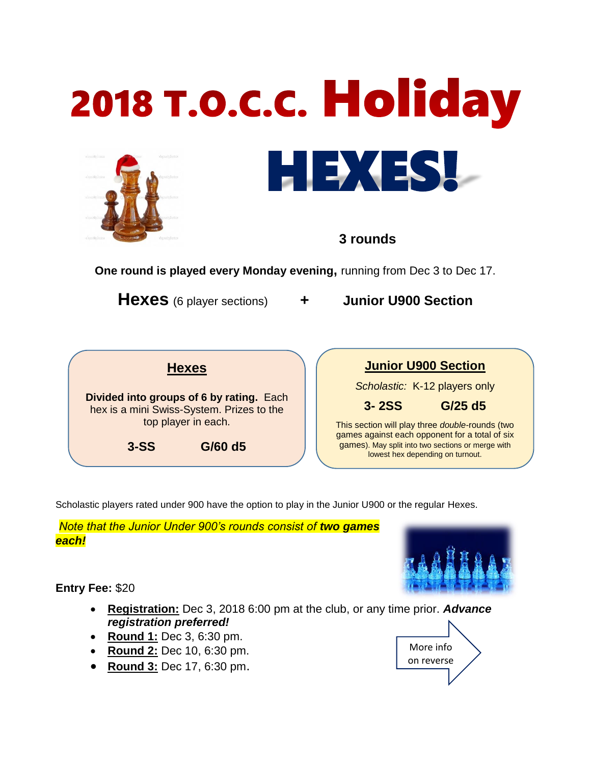# 2018 T.O.C.C. Holiday

# HEXES!

**3 rounds**

**One round is played every Monday evening,** running from Dec 3 to Dec 17.

**Hexes** (6 player sections) **+** **Junior U900 Section**

## Hexes

**Divided into groups of 6 by rating.** Each hex is a mini Swiss-System. Prizes to the top player in each.

**3-SS** **G/60 d5**

## Junior U900 Section

*Scholastic:* K-12 players only

**3- 2SS** **G/25 d5**

This section will play three *double*-rounds (two games against each opponent for a total of six games). May split into two sections or merge with lowest hex depending on turnout.

Scholastic players rated under 900 have the option to play in the Junior U900 or the regular Hexes.

*Note that the Junior Under 900's rounds consist of **two games each!***

**Entry Fee:** $20

- **Registration:** Dec 3, 2018 6:00 pm at the club, or any time prior. ***Advance registration preferred!***
- **Round 1:** Dec 3, 6:30 pm.
- **Round 2:** Dec 10, 6:30 pm.
- **Round 3:** Dec 17, 6:30 pm.

More info on reverse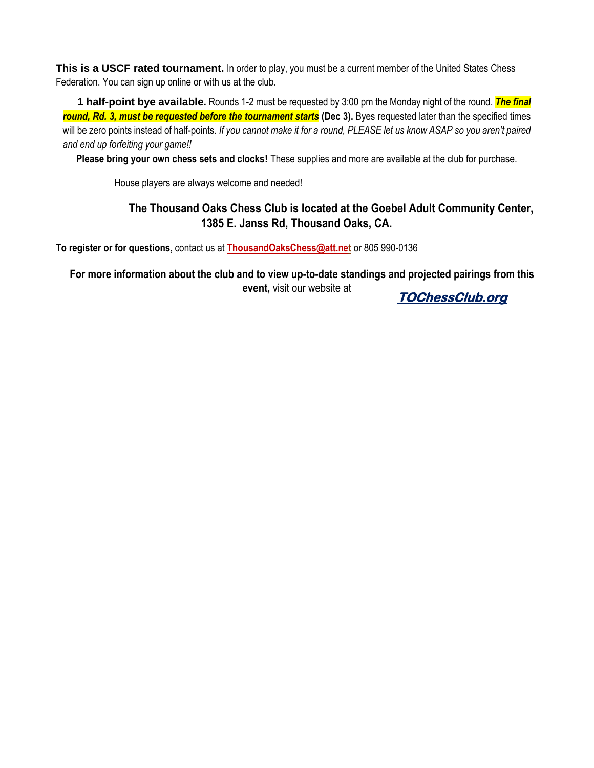**This is a USCF rated tournament.** In order to play, you must be a current member of the United States Chess Federation. You can sign up online or with us at the club.

**1 half-point bye available.** Rounds 1-2 must be requested by 3:00 pm the Monday night of the round. ***The final round, Rd. 3, must be requested before the tournament starts*** **(Dec 3).** Byes requested later than the specified times will be zero points instead of half-points. *If you cannot make it for a round, PLEASE let us know ASAP so you aren't paired and end up forfeiting your game!!*

**Please bring your own chess sets and clocks!** These supplies and more are available at the club for purchase.

House players are always welcome and needed!

**The Thousand Oaks Chess Club is located at the Goebel Adult Community Center, 1385 E. Janss Rd, Thousand Oaks, CA.**

**To register or for questions,** contact us at **ThousandOaksChess@att.net** or 805 990-0136

**For more information about the club and to view up-to-date standings and projected pairings from this event,** visit our website at

***TOChessClub.org***